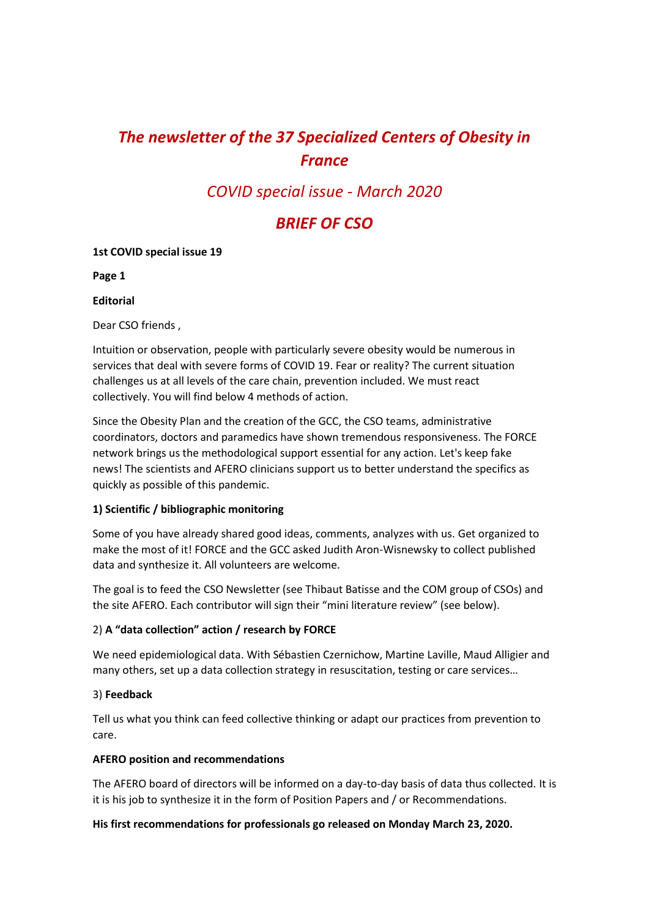# *The newsletter of the 37 Specialized Centers of Obesity in France*

## *COVID special issue - March 2020*

## *BRIEF OF CSO*

**1st COVID special issue 19**

**Page 1**

**Editorial**

Dear CSO friends ,

Intuition or observation, people with particularly severe obesity would be numerous in services that deal with severe forms of COVID 19. Fear or reality? The current situation challenges us at all levels of the care chain, prevention included. We must react collectively. You will find below 4 methods of action.

Since the Obesity Plan and the creation of the GCC, the CSO teams, administrative coordinators, doctors and paramedics have shown tremendous responsiveness. The FORCE network brings us the methodological support essential for any action. Let's keep fake news! The scientists and AFERO clinicians support us to better understand the specifics as quickly as possible of this pandemic.

**1) Scientific / bibliographic monitoring**

Some of you have already shared good ideas, comments, analyzes with us. Get organized to make the most of it! FORCE and the GCC asked Judith Aron-Wisnewsky to collect published data and synthesize it. All volunteers are welcome.

The goal is to feed the CSO Newsletter (see Thibaut Batisse and the COM group of CSOs) and the site AFERO. Each contributor will sign their "mini literature review" (see below).

2) **A "data collection" action / research by FORCE**

We need epidemiological data. With Sébastien Czernichow, Martine Laville, Maud Alligier and many others, set up a data collection strategy in resuscitation, testing or care services…

3) **Feedback**

Tell us what you think can feed collective thinking or adapt our practices from prevention to care.

**AFERO position and recommendations**

The AFERO board of directors will be informed on a day-to-day basis of data thus collected. It is it is his job to synthesize it in the form of Position Papers and / or Recommendations.

**His first recommendations for professionals go released on Monday March 23, 2020.**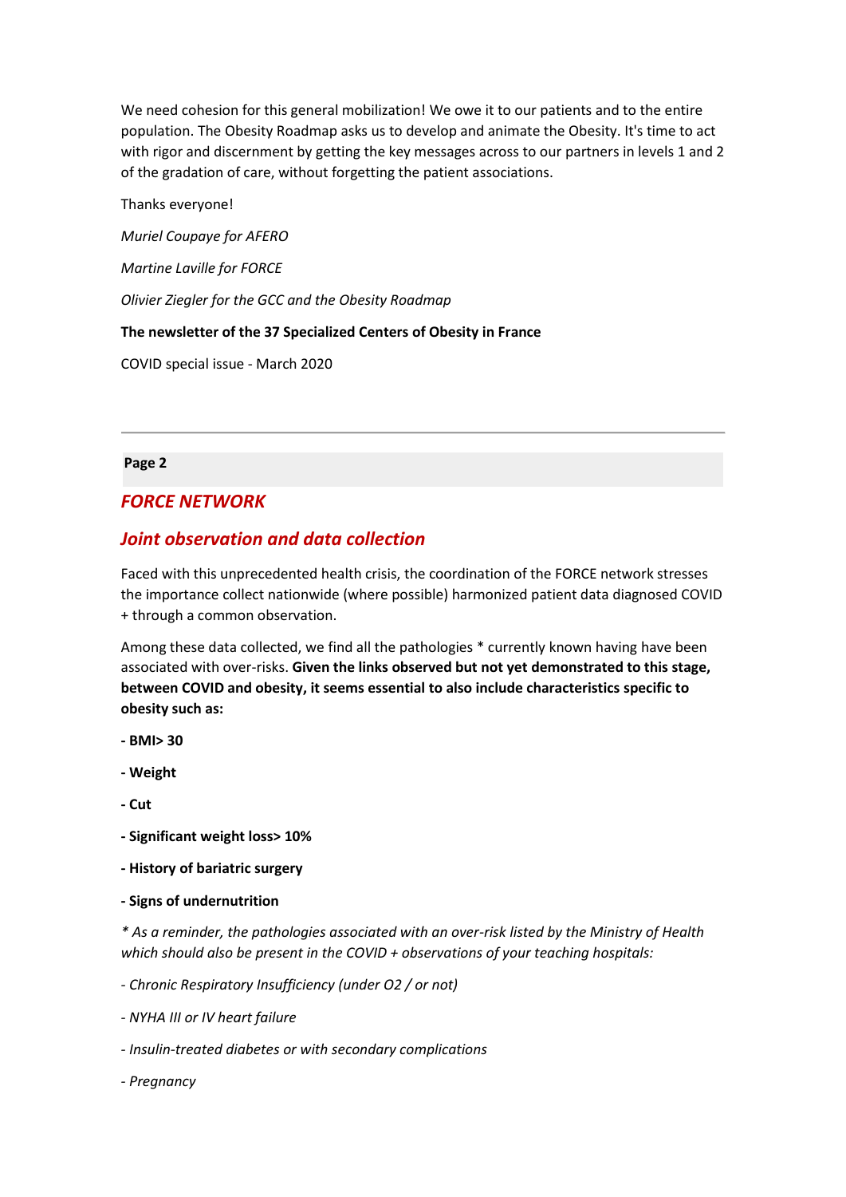We need cohesion for this general mobilization! We owe it to our patients and to the entire population. The Obesity Roadmap asks us to develop and animate the Obesity. It's time to act with rigor and discernment by getting the key messages across to our partners in levels 1 and 2 of the gradation of care, without forgetting the patient associations.

Thanks everyone!

*Muriel Coupaye for AFERO*

*Martine Laville for FORCE*

*Olivier Ziegler for the GCC and the Obesity Roadmap*

**The newsletter of the 37 Specialized Centers of Obesity in France**

COVID special issue - March 2020

---

**Page 2**

## *FORCE NETWORK*

## *Joint observation and data collection*

Faced with this unprecedented health crisis, the coordination of the FORCE network stresses the importance collect nationwide (where possible) harmonized patient data diagnosed COVID + through a common observation.

Among these data collected, we find all the pathologies * currently known having have been associated with over-risks. **Given the links observed but not yet demonstrated to this stage, between COVID and obesity, it seems essential to also include characteristics specific to obesity such as:**

**- BMI> 30**

**- Weight**

**- Cut**

**- Significant weight loss> 10%**

**- History of bariatric surgery**

**- Signs of undernutrition**

*\* As a reminder, the pathologies associated with an over-risk listed by the Ministry of Health which should also be present in the COVID + observations of your teaching hospitals:*

*- Chronic Respiratory Insufficiency (under O2 / or not)*

*- NYHA III or IV heart failure*

*- Insulin-treated diabetes or with secondary complications*

*- Pregnancy*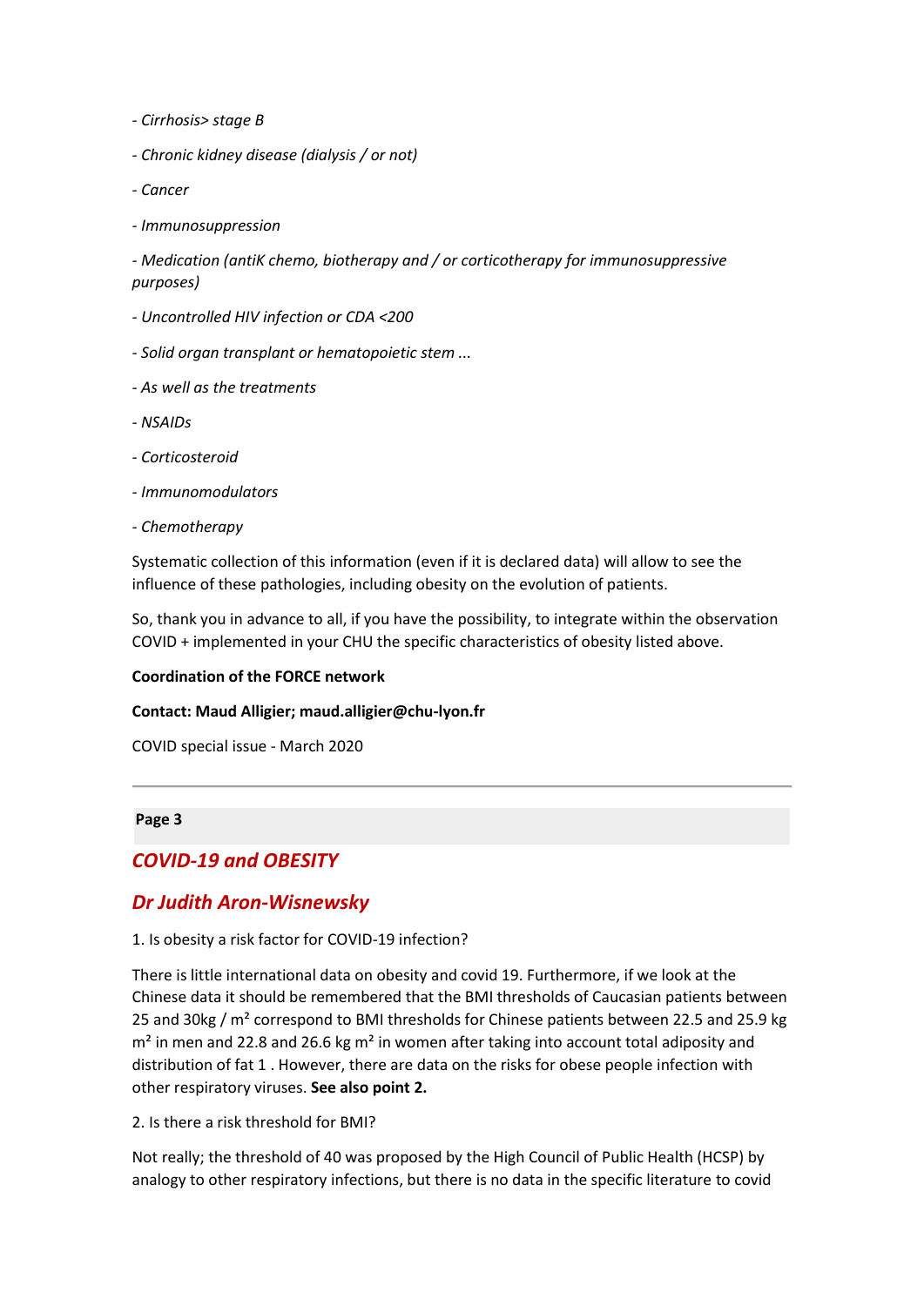*- Cirrhosis> stage B*

*- Chronic kidney disease (dialysis / or not)*

*- Cancer*

*- Immunosuppression*

*- Medication (antiK chemo, biotherapy and / or corticotherapy for immunosuppressive purposes)*

*- Uncontrolled HIV infection or CDA <200*

*- Solid organ transplant or hematopoietic stem ...*

*- As well as the treatments*

*- NSAIDs*

*- Corticosteroid*

*- Immunomodulators*

*- Chemotherapy*

Systematic collection of this information (even if it is declared data) will allow to see the influence of these pathologies, including obesity on the evolution of patients.

So, thank you in advance to all, if you have the possibility, to integrate within the observation COVID + implemented in your CHU the specific characteristics of obesity listed above.

**Coordination of the FORCE network**

**Contact: Maud Alligier; maud.alligier@chu-lyon.fr**

COVID special issue - March 2020

---

**Page 3**

## *COVID-19 and OBESITY*

## *Dr Judith Aron-Wisnewsky*

1. Is obesity a risk factor for COVID-19 infection?

There is little international data on obesity and covid 19. Furthermore, if we look at the Chinese data it should be remembered that the BMI thresholds of Caucasian patients between 25 and 30kg / m² correspond to BMI thresholds for Chinese patients between 22.5 and 25.9 kg m² in men and 22.8 and 26.6 kg m² in women after taking into account total adiposity and distribution of fat 1 . However, there are data on the risks for obese people infection with other respiratory viruses. **See also point 2.**

2. Is there a risk threshold for BMI?

Not really; the threshold of 40 was proposed by the High Council of Public Health (HCSP) by analogy to other respiratory infections, but there is no data in the specific literature to covid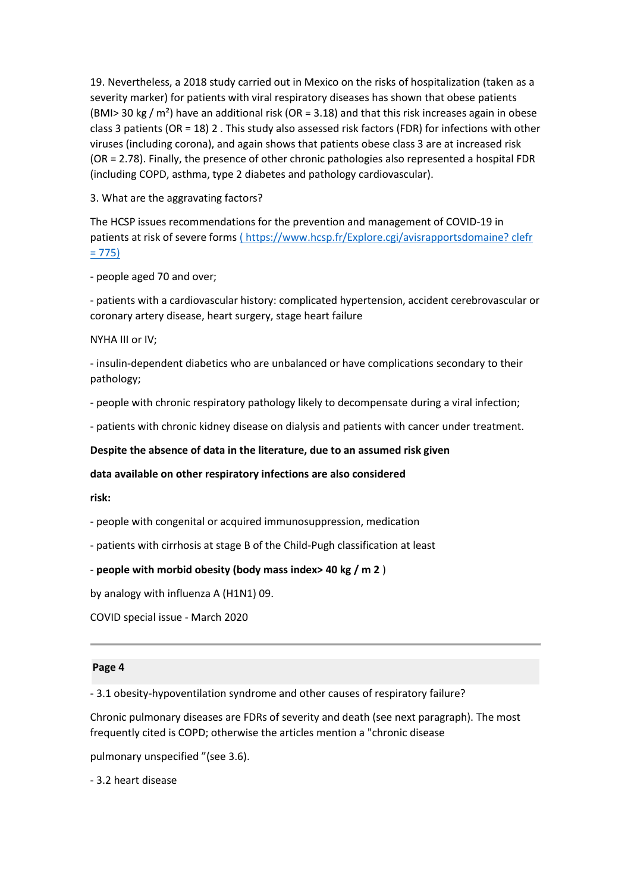19. Nevertheless, a 2018 study carried out in Mexico on the risks of hospitalization (taken as a severity marker) for patients with viral respiratory diseases has shown that obese patients (BMI> 30 kg / m²) have an additional risk (OR = 3.18) and that this risk increases again in obese class 3 patients (OR = 18) 2 . This study also assessed risk factors (FDR) for infections with other viruses (including corona), and again shows that patients obese class 3 are at increased risk (OR = 2.78). Finally, the presence of other chronic pathologies also represented a hospital FDR (including COPD, asthma, type 2 diabetes and pathology cardiovascular).

3. What are the aggravating factors?

The HCSP issues recommendations for the prevention and management of COVID-19 in patients at risk of severe forms ( https://www.hcsp.fr/Explore.cgi/avisrapportsdomaine? clefr = 775)

- people aged 70 and over;

- patients with a cardiovascular history: complicated hypertension, accident cerebrovascular or coronary artery disease, heart surgery, stage heart failure

NYHA III or IV;

- insulin-dependent diabetics who are unbalanced or have complications secondary to their pathology;

- people with chronic respiratory pathology likely to decompensate during a viral infection;

- patients with chronic kidney disease on dialysis and patients with cancer under treatment.

**Despite the absence of data in the literature, due to an assumed risk given**

**data available on other respiratory infections are also considered**

**risk:**

- people with congenital or acquired immunosuppression, medication

- patients with cirrhosis at stage B of the Child-Pugh classification at least

- **people with morbid obesity (body mass index> 40 kg / m 2** )

by analogy with influenza A (H1N1) 09.

COVID special issue - March 2020

---

**Page 4**

- 3.1 obesity-hypoventilation syndrome and other causes of respiratory failure?

Chronic pulmonary diseases are FDRs of severity and death (see next paragraph). The most frequently cited is COPD; otherwise the articles mention a "chronic disease

pulmonary unspecified "(see 3.6).

- 3.2 heart disease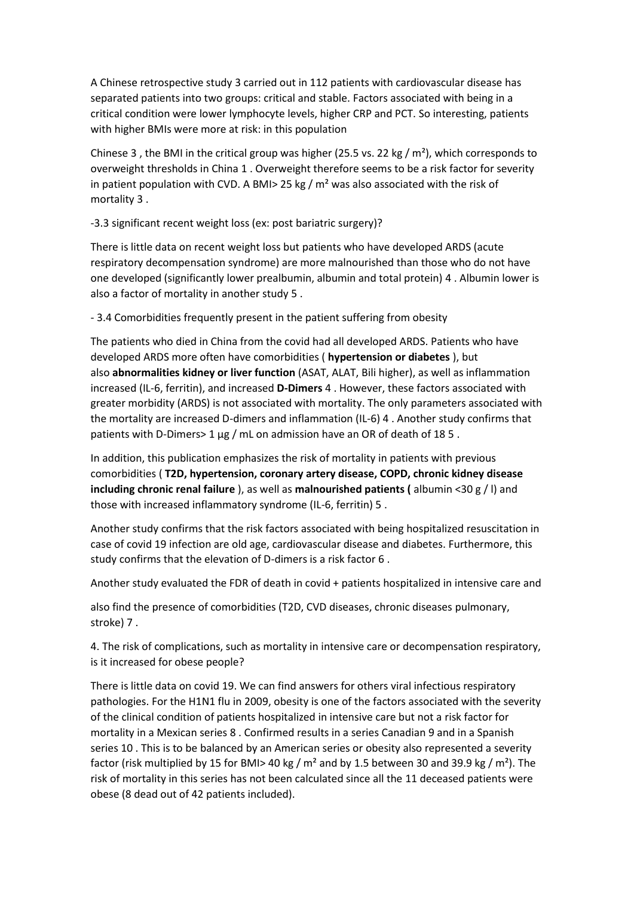A Chinese retrospective study 3 carried out in 112 patients with cardiovascular disease has separated patients into two groups: critical and stable. Factors associated with being in a critical condition were lower lymphocyte levels, higher CRP and PCT. So interesting, patients with higher BMIs were more at risk: in this population

Chinese 3 , the BMI in the critical group was higher (25.5 vs. 22 kg / m²), which corresponds to overweight thresholds in China 1 . Overweight therefore seems to be a risk factor for severity in patient population with CVD. A BMI> 25 kg / m² was also associated with the risk of mortality 3 .

-3.3 significant recent weight loss (ex: post bariatric surgery)?

There is little data on recent weight loss but patients who have developed ARDS (acute respiratory decompensation syndrome) are more malnourished than those who do not have one developed (significantly lower prealbumin, albumin and total protein) 4 . Albumin lower is also a factor of mortality in another study 5 .

- 3.4 Comorbidities frequently present in the patient suffering from obesity

The patients who died in China from the covid had all developed ARDS. Patients who have developed ARDS more often have comorbidities ( **hypertension or diabetes** ), but also **abnormalities kidney or liver function** (ASAT, ALAT, Bili higher), as well as inflammation increased (IL-6, ferritin), and increased **D-Dimers** 4 . However, these factors associated with greater morbidity (ARDS) is not associated with mortality. The only parameters associated with the mortality are increased D-dimers and inflammation (IL-6) 4 . Another study confirms that patients with D-Dimers> 1 µg / mL on admission have an OR of death of 18 5 .

In addition, this publication emphasizes the risk of mortality in patients with previous comorbidities ( **T2D, hypertension, coronary artery disease, COPD, chronic kidney disease including chronic renal failure** ), as well as **malnourished patients (** albumin <30 g / l) and those with increased inflammatory syndrome (IL-6, ferritin) 5 .

Another study confirms that the risk factors associated with being hospitalized resuscitation in case of covid 19 infection are old age, cardiovascular disease and diabetes. Furthermore, this study confirms that the elevation of D-dimers is a risk factor 6 .

Another study evaluated the FDR of death in covid + patients hospitalized in intensive care and

also find the presence of comorbidities (T2D, CVD diseases, chronic diseases pulmonary, stroke) 7 .

4. The risk of complications, such as mortality in intensive care or decompensation respiratory, is it increased for obese people?

There is little data on covid 19. We can find answers for others viral infectious respiratory pathologies. For the H1N1 flu in 2009, obesity is one of the factors associated with the severity of the clinical condition of patients hospitalized in intensive care but not a risk factor for mortality in a Mexican series 8 . Confirmed results in a series Canadian 9 and in a Spanish series 10 . This is to be balanced by an American series or obesity also represented a severity factor (risk multiplied by 15 for BMI> 40 kg / m² and by 1.5 between 30 and 39.9 kg / m²). The risk of mortality in this series has not been calculated since all the 11 deceased patients were obese (8 dead out of 42 patients included).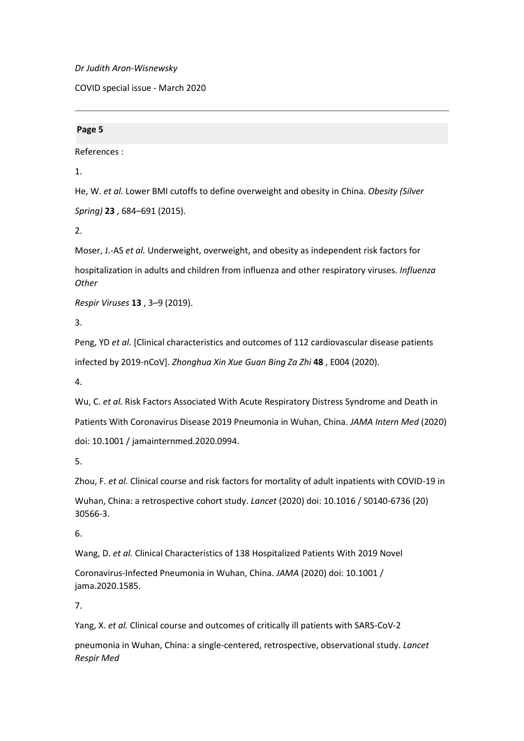*Dr Judith Aron-Wisnewsky*

COVID special issue - March 2020

---

**Page 5**

References :

1.

He, W. *et al.* Lower BMI cutoffs to define overweight and obesity in China. *Obesity (Silver Spring)* **23** , 684–691 (2015).

2.

Moser, J.-AS *et al.* Underweight, overweight, and obesity as independent risk factors for hospitalization in adults and children from influenza and other respiratory viruses. *Influenza Other Respir Viruses* **13** , 3–9 (2019).

3.

Peng, YD *et al.* [Clinical characteristics and outcomes of 112 cardiovascular disease patients infected by 2019-nCoV]. *Zhonghua Xin Xue Guan Bing Za Zhi* **48** , E004 (2020).

4.

Wu, C. *et al.* Risk Factors Associated With Acute Respiratory Distress Syndrome and Death in Patients With Coronavirus Disease 2019 Pneumonia in Wuhan, China. *JAMA Intern Med* (2020) doi: 10.1001 / jamainternmed.2020.0994.

5.

Zhou, F. *et al.* Clinical course and risk factors for mortality of adult inpatients with COVID-19 in Wuhan, China: a retrospective cohort study. *Lancet* (2020) doi: 10.1016 / S0140-6736 (20) 30566-3.

6.

Wang, D. *et al.* Clinical Characteristics of 138 Hospitalized Patients With 2019 Novel Coronavirus-Infected Pneumonia in Wuhan, China. *JAMA* (2020) doi: 10.1001 / jama.2020.1585.

7.

Yang, X. *et al.* Clinical course and outcomes of critically ill patients with SARS-CoV-2 pneumonia in Wuhan, China: a single-centered, retrospective, observational study. *Lancet Respir Med*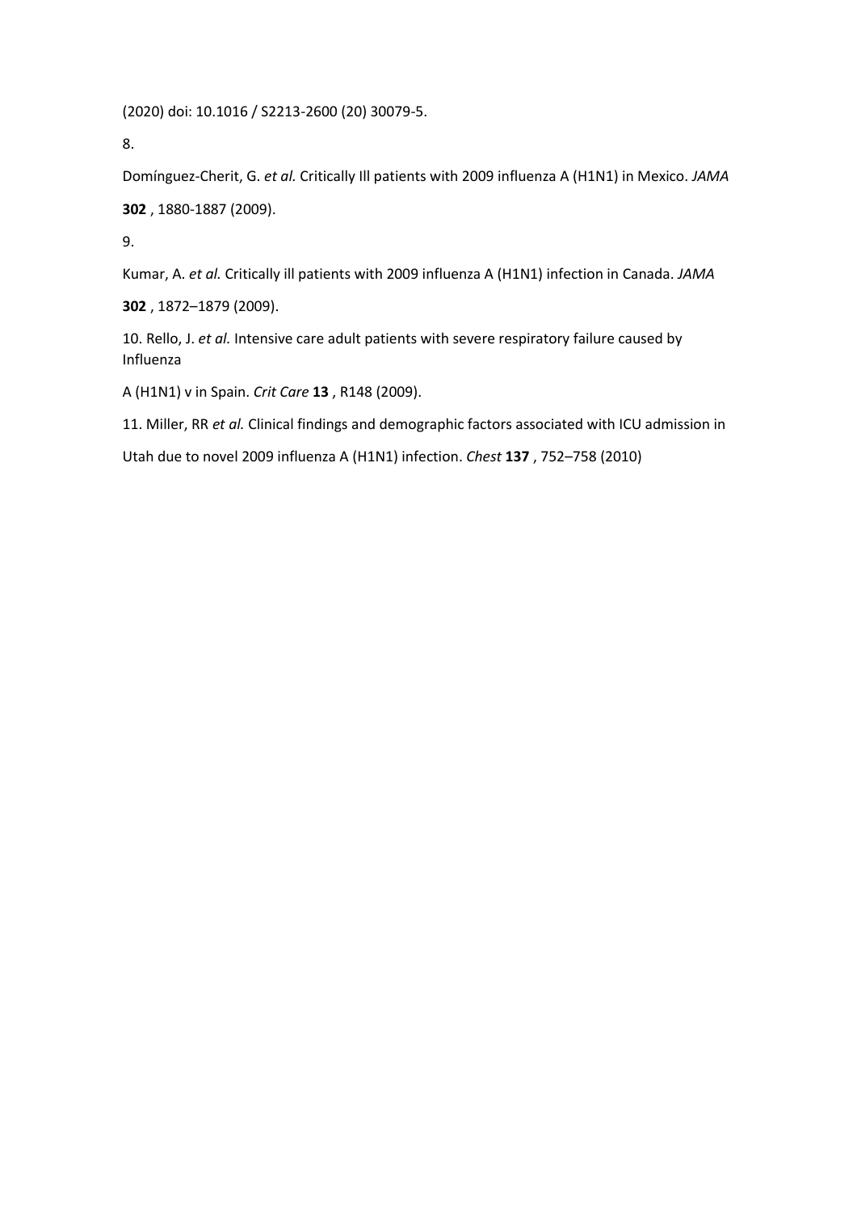(2020) doi: 10.1016 / S2213-2600 (20) 30079-5.

8.

Domínguez-Cherit, G. *et al.* Critically Ill patients with 2009 influenza A (H1N1) in Mexico. *JAMA* **302** , 1880-1887 (2009).

9.

Kumar, A. *et al.* Critically ill patients with 2009 influenza A (H1N1) infection in Canada. *JAMA* **302** , 1872–1879 (2009).

10. Rello, J. *et al.* Intensive care adult patients with severe respiratory failure caused by Influenza

A (H1N1) v in Spain. *Crit Care* **13** , R148 (2009).

11. Miller, RR *et al.* Clinical findings and demographic factors associated with ICU admission in Utah due to novel 2009 influenza A (H1N1) infection. *Chest* **137** , 752–758 (2010)